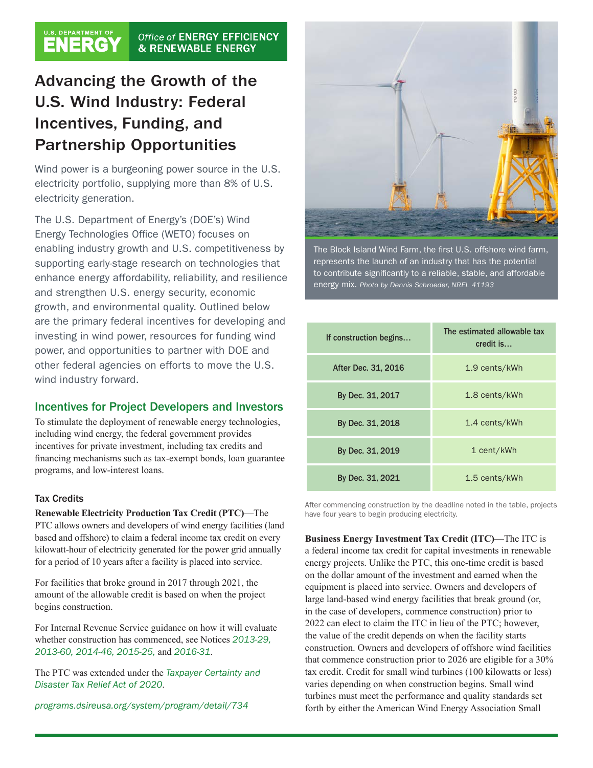U.S. DEPARTMENT OF ENERGY | Office of ENERGY EFFICIENCY & RENEWABLE ENERGY

# Advancing the Growth of the U.S. Wind Industry: Federal Incentives, Funding, and Partnership Opportunities

Wind power is a burgeoning power source in the U.S. electricity portfolio, supplying more than 8% of U.S. electricity generation.

The U.S. Department of Energy's (DOE's) Wind Energy Technologies Office (WETO) focuses on enabling industry growth and U.S. competitiveness by supporting early-stage research on technologies that enhance energy affordability, reliability, and resilience and strengthen U.S. energy security, economic growth, and environmental quality. Outlined below are the primary federal incentives for developing and investing in wind power, resources for funding wind power, and opportunities to partner with DOE and other federal agencies on efforts to move the U.S. wind industry forward.

The Block Island Wind Farm, the first U.S. offshore wind farm, represents the launch of an industry that has the potential to contribute significantly to a reliable, stable, and affordable energy mix. *Photo by Dennis Schroeder, NREL 41193*

## Incentives for Project Developers and Investors

To stimulate the deployment of renewable energy technologies, including wind energy, the federal government provides incentives for private investment, including tax credits and financing mechanisms such as tax-exempt bonds, loan guarantee programs, and low-interest loans.

### Tax Credits

**Renewable Electricity Production Tax Credit (PTC)**—The PTC allows owners and developers of wind energy facilities (land based and offshore) to claim a federal income tax credit on every kilowatt-hour of electricity generated for the power grid annually for a period of 10 years after a facility is placed into service.

For facilities that broke ground in 2017 through 2021, the amount of the allowable credit is based on when the project begins construction.

For Internal Revenue Service guidance on how it will evaluate whether construction has commenced, see Notices *2013-29, 2013-60, 2014-46, 2015-25,* and *2016-31.*

The PTC was extended under the *Taxpayer Certainty and Disaster Tax Relief Act of 2020*.

*programs.dsireusa.org/system/program/detail/734*

| If construction begins… | The estimated allowable tax credit is… |
|---|---|
| After Dec. 31, 2016 | 1.9 cents/kWh |
| By Dec. 31, 2017 | 1.8 cents/kWh |
| By Dec. 31, 2018 | 1.4 cents/kWh |
| By Dec. 31, 2019 | 1 cent/kWh |
| By Dec. 31, 2021 | 1.5 cents/kWh |

After commencing construction by the deadline noted in the table, projects have four years to begin producing electricity.

**Business Energy Investment Tax Credit (ITC)**—The ITC is a federal income tax credit for capital investments in renewable energy projects. Unlike the PTC, this one-time credit is based on the dollar amount of the investment and earned when the equipment is placed into service. Owners and developers of large land-based wind energy facilities that break ground (or, in the case of developers, commence construction) prior to 2022 can elect to claim the ITC in lieu of the PTC; however, the value of the credit depends on when the facility starts construction. Owners and developers of offshore wind facilities that commence construction prior to 2026 are eligible for a 30% tax credit. Credit for small wind turbines (100 kilowatts or less) varies depending on when construction begins. Small wind turbines must meet the performance and quality standards set forth by either the American Wind Energy Association Small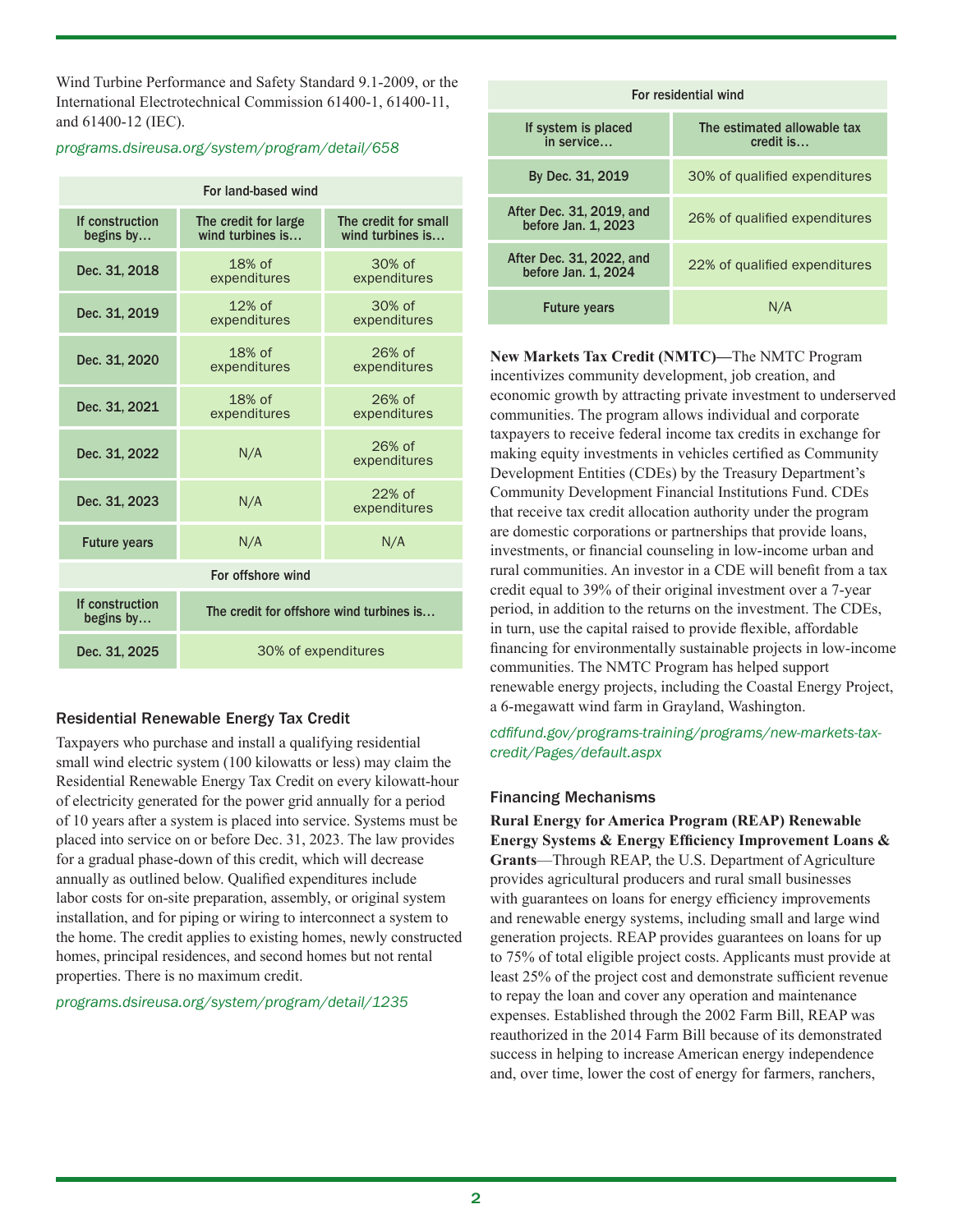Wind Turbine Performance and Safety Standard 9.1-2009, or the International Electrotechnical Commission 61400-1, 61400-11, and 61400-12 (IEC).

*programs.dsireusa.org/system/program/detail/658*

| For land-based wind | | |
|---|---|---|
| **If construction begins by…** | **The credit for large wind turbines is…** | **The credit for small wind turbines is…** |
| Dec. 31, 2018 | 18% of expenditures | 30% of expenditures |
| Dec. 31, 2019 | 12% of expenditures | 30% of expenditures |
| Dec. 31, 2020 | 18% of expenditures | 26% of expenditures |
| Dec. 31, 2021 | 18% of expenditures | 26% of expenditures |
| Dec. 31, 2022 | N/A | 26% of expenditures |
| Dec. 31, 2023 | N/A | 22% of expenditures |
| Future years | N/A | N/A |
| **For offshore wind** | | |
| **If construction begins by…** | **The credit for offshore wind turbines is…** | |
| Dec. 31, 2025 | 30% of expenditures | |

### Residential Renewable Energy Tax Credit

Taxpayers who purchase and install a qualifying residential small wind electric system (100 kilowatts or less) may claim the Residential Renewable Energy Tax Credit on every kilowatt-hour of electricity generated for the power grid annually for a period of 10 years after a system is placed into service. Systems must be placed into service on or before Dec. 31, 2023. The law provides for a gradual phase-down of this credit, which will decrease annually as outlined below. Qualified expenditures include labor costs for on-site preparation, assembly, or original system installation, and for piping or wiring to interconnect a system to the home. The credit applies to existing homes, newly constructed homes, principal residences, and second homes but not rental properties. There is no maximum credit.

*programs.dsireusa.org/system/program/detail/1235*

| For residential wind | |
|---|---|
| **If system is placed in service…** | **The estimated allowable tax credit is…** |
| By Dec. 31, 2019 | 30% of qualified expenditures |
| After Dec. 31, 2019, and before Jan. 1, 2023 | 26% of qualified expenditures |
| After Dec. 31, 2022, and before Jan. 1, 2024 | 22% of qualified expenditures |
| Future years | N/A |

**New Markets Tax Credit (NMTC)—**The NMTC Program incentivizes community development, job creation, and economic growth by attracting private investment to underserved communities. The program allows individual and corporate taxpayers to receive federal income tax credits in exchange for making equity investments in vehicles certified as Community Development Entities (CDEs) by the Treasury Department's Community Development Financial Institutions Fund. CDEs that receive tax credit allocation authority under the program are domestic corporations or partnerships that provide loans, investments, or financial counseling in low-income urban and rural communities. An investor in a CDE will benefit from a tax credit equal to 39% of their original investment over a 7-year period, in addition to the returns on the investment. The CDEs, in turn, use the capital raised to provide flexible, affordable financing for environmentally sustainable projects in low-income communities. The NMTC Program has helped support renewable energy projects, including the Coastal Energy Project, a 6-megawatt wind farm in Grayland, Washington.

*cdfifund.gov/programs-training/programs/new-markets-tax-credit/Pages/default.aspx*

### Financing Mechanisms

**Rural Energy for America Program (REAP) Renewable Energy Systems & Energy Efficiency Improvement Loans & Grants**—Through REAP, the U.S. Department of Agriculture provides agricultural producers and rural small businesses with guarantees on loans for energy efficiency improvements and renewable energy systems, including small and large wind generation projects. REAP provides guarantees on loans for up to 75% of total eligible project costs. Applicants must provide at least 25% of the project cost and demonstrate sufficient revenue to repay the loan and cover any operation and maintenance expenses. Established through the 2002 Farm Bill, REAP was reauthorized in the 2014 Farm Bill because of its demonstrated success in helping to increase American energy independence and, over time, lower the cost of energy for farmers, ranchers,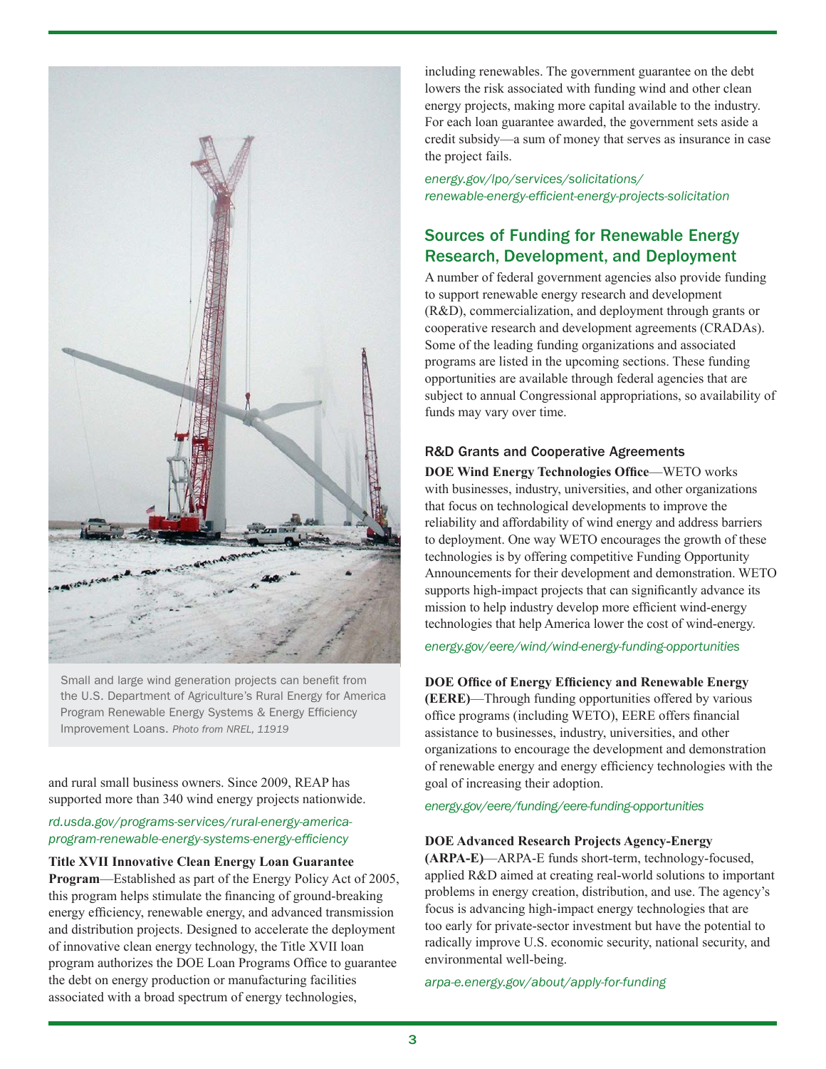Small and large wind generation projects can benefit from the U.S. Department of Agriculture's Rural Energy for America Program Renewable Energy Systems & Energy Efficiency Improvement Loans. *Photo from NREL, 11919*

and rural small business owners. Since 2009, REAP has supported more than 340 wind energy projects nationwide.

*rd.usda.gov/programs-services/rural-energy-america-program-renewable-energy-systems-energy-efficiency*

**Title XVII Innovative Clean Energy Loan Guarantee Program**—Established as part of the Energy Policy Act of 2005, this program helps stimulate the financing of ground-breaking energy efficiency, renewable energy, and advanced transmission and distribution projects. Designed to accelerate the deployment of innovative clean energy technology, the Title XVII loan program authorizes the DOE Loan Programs Office to guarantee the debt on energy production or manufacturing facilities associated with a broad spectrum of energy technologies, including renewables. The government guarantee on the debt lowers the risk associated with funding wind and other clean energy projects, making more capital available to the industry. For each loan guarantee awarded, the government sets aside a credit subsidy—a sum of money that serves as insurance in case the project fails.

*energy.gov/lpo/services/solicitations/renewable-energy-efficient-energy-projects-solicitation*

## Sources of Funding for Renewable Energy Research, Development, and Deployment

A number of federal government agencies also provide funding to support renewable energy research and development (R&D), commercialization, and deployment through grants or cooperative research and development agreements (CRADAs). Some of the leading funding organizations and associated programs are listed in the upcoming sections. These funding opportunities are available through federal agencies that are subject to annual Congressional appropriations, so availability of funds may vary over time.

### R&D Grants and Cooperative Agreements

**DOE Wind Energy Technologies Office**—WETO works with businesses, industry, universities, and other organizations that focus on technological developments to improve the reliability and affordability of wind energy and address barriers to deployment. One way WETO encourages the growth of these technologies is by offering competitive Funding Opportunity Announcements for their development and demonstration. WETO supports high-impact projects that can significantly advance its mission to help industry develop more efficient wind-energy technologies that help America lower the cost of wind-energy.

*energy.gov/eere/wind/wind-energy-funding-opportunities*

**DOE Office of Energy Efficiency and Renewable Energy (EERE)**—Through funding opportunities offered by various office programs (including WETO), EERE offers financial assistance to businesses, industry, universities, and other organizations to encourage the development and demonstration of renewable energy and energy efficiency technologies with the goal of increasing their adoption.

*energy.gov/eere/funding/eere-funding-opportunities*

**DOE Advanced Research Projects Agency-Energy (ARPA-E)**—ARPA-E funds short-term, technology-focused, applied R&D aimed at creating real-world solutions to important problems in energy creation, distribution, and use. The agency's focus is advancing high-impact energy technologies that are too early for private-sector investment but have the potential to radically improve U.S. economic security, national security, and environmental well-being.

*arpa-e.energy.gov/about/apply-for-funding*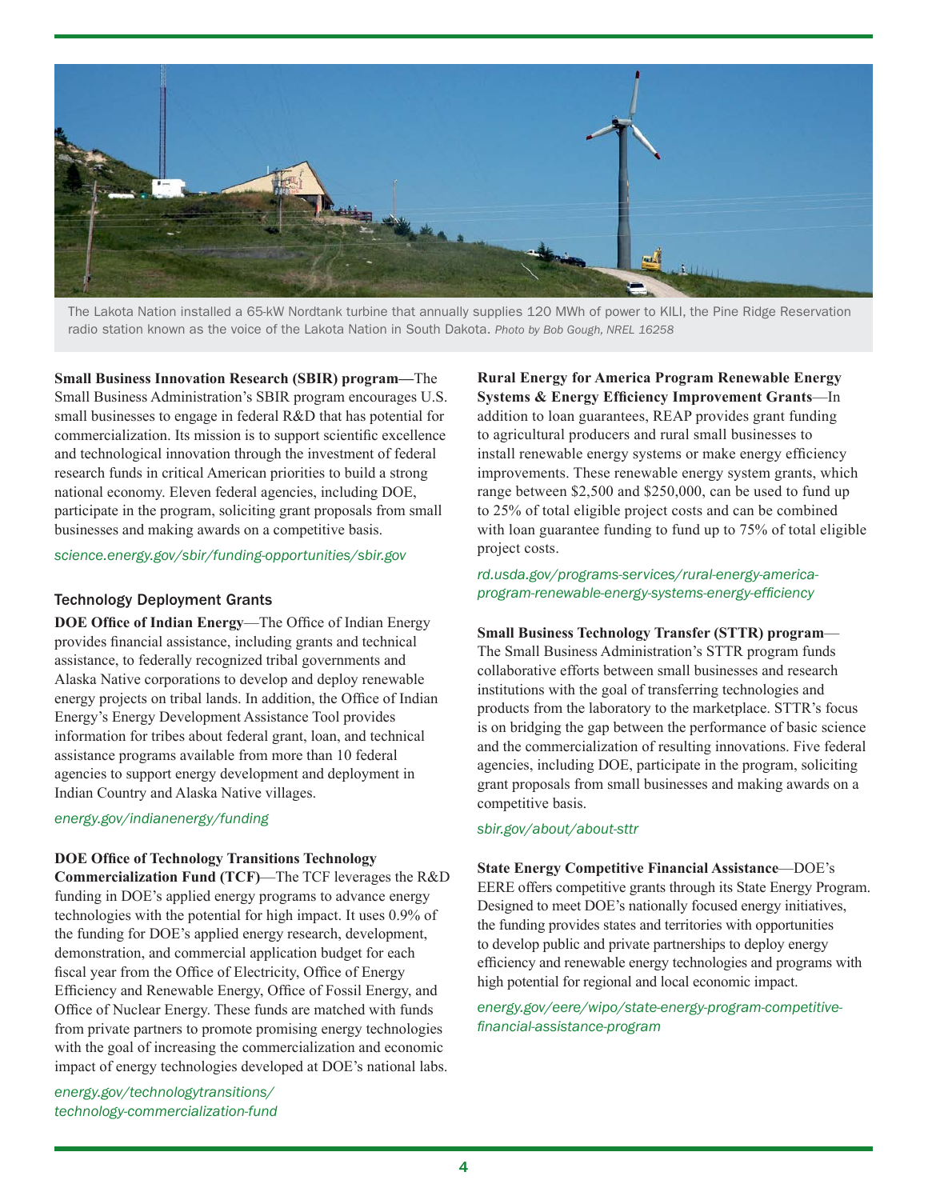The Lakota Nation installed a 65-kW Nordtank turbine that annually supplies 120 MWh of power to KILI, the Pine Ridge Reservation radio station known as the voice of the Lakota Nation in South Dakota. *Photo by Bob Gough, NREL 16258*

**Small Business Innovation Research (SBIR) program—**The Small Business Administration's SBIR program encourages U.S. small businesses to engage in federal R&D that has potential for commercialization. Its mission is to support scientific excellence and technological innovation through the investment of federal research funds in critical American priorities to build a strong national economy. Eleven federal agencies, including DOE, participate in the program, soliciting grant proposals from small businesses and making awards on a competitive basis.

*science.energy.gov/sbir/funding-opportunities/sbir.gov*

### Technology Deployment Grants

**DOE Office of Indian Energy**—The Office of Indian Energy provides financial assistance, including grants and technical assistance, to federally recognized tribal governments and Alaska Native corporations to develop and deploy renewable energy projects on tribal lands. In addition, the Office of Indian Energy's Energy Development Assistance Tool provides information for tribes about federal grant, loan, and technical assistance programs available from more than 10 federal agencies to support energy development and deployment in Indian Country and Alaska Native villages.

*energy.gov/indianenergy/funding*

**DOE Office of Technology Transitions Technology Commercialization Fund (TCF)**—The TCF leverages the R&D funding in DOE's applied energy programs to advance energy technologies with the potential for high impact. It uses 0.9% of the funding for DOE's applied energy research, development, demonstration, and commercial application budget for each fiscal year from the Office of Electricity, Office of Energy Efficiency and Renewable Energy, Office of Fossil Energy, and Office of Nuclear Energy. These funds are matched with funds from private partners to promote promising energy technologies with the goal of increasing the commercialization and economic impact of energy technologies developed at DOE's national labs.

*energy.gov/technologytransitions/technology-commercialization-fund*

**Rural Energy for America Program Renewable Energy Systems & Energy Efficiency Improvement Grants**—In addition to loan guarantees, REAP provides grant funding to agricultural producers and rural small businesses to install renewable energy systems or make energy efficiency improvements. These renewable energy system grants, which range between $2,500 and $250,000, can be used to fund up to 25% of total eligible project costs and can be combined with loan guarantee funding to fund up to 75% of total eligible project costs.

*rd.usda.gov/programs-services/rural-energy-america-program-renewable-energy-systems-energy-efficiency*

**Small Business Technology Transfer (STTR) program**—The Small Business Administration's STTR program funds collaborative efforts between small businesses and research institutions with the goal of transferring technologies and products from the laboratory to the marketplace. STTR's focus is on bridging the gap between the performance of basic science and the commercialization of resulting innovations. Five federal agencies, including DOE, participate in the program, soliciting grant proposals from small businesses and making awards on a competitive basis.

*sbir.gov/about/about-sttr*

**State Energy Competitive Financial Assistance**—DOE's EERE offers competitive grants through its State Energy Program. Designed to meet DOE's nationally focused energy initiatives, the funding provides states and territories with opportunities to develop public and private partnerships to deploy energy efficiency and renewable energy technologies and programs with high potential for regional and local economic impact.

*energy.gov/eere/wipo/state-energy-program-competitive-financial-assistance-program*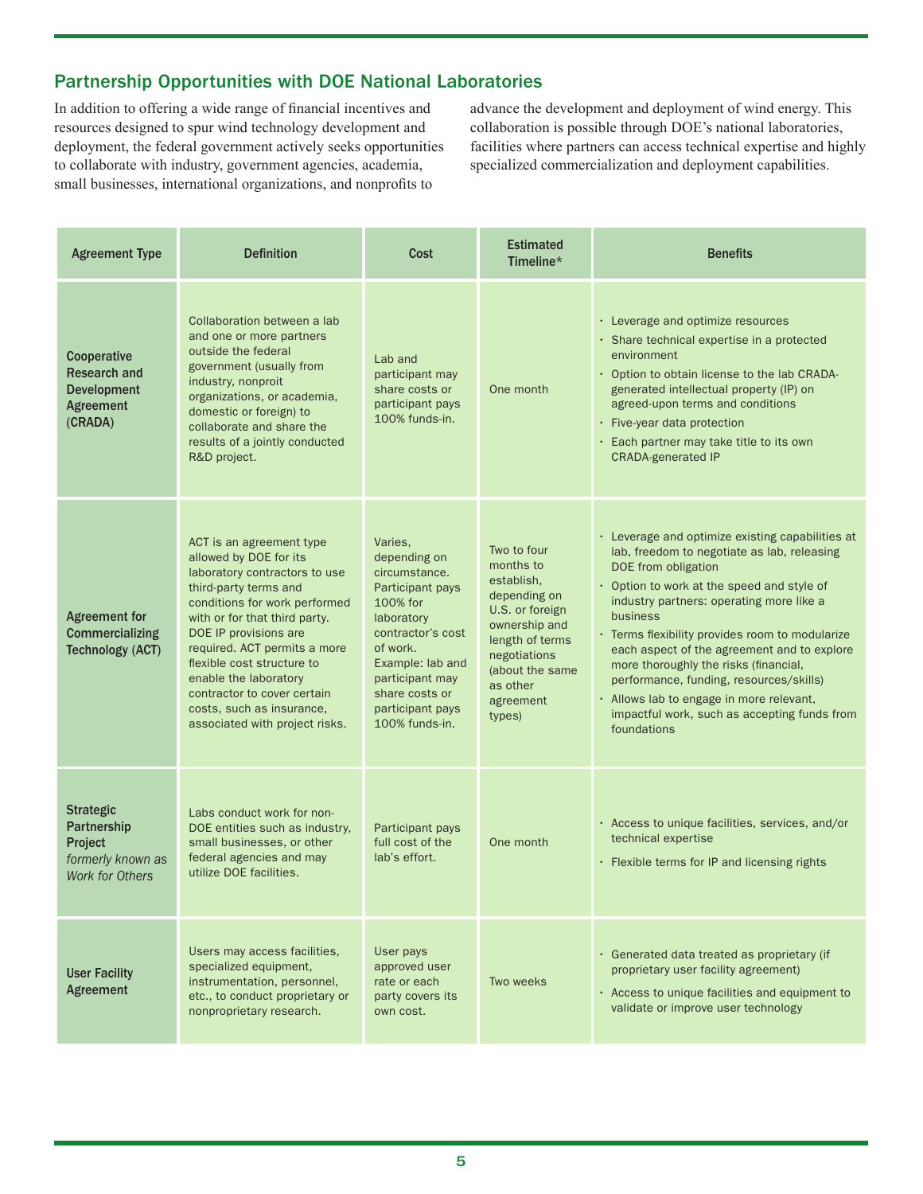## Partnership Opportunities with DOE National Laboratories

In addition to offering a wide range of financial incentives and resources designed to spur wind technology development and deployment, the federal government actively seeks opportunities to collaborate with industry, government agencies, academia, small businesses, international organizations, and nonprofits to advance the development and deployment of wind energy. This collaboration is possible through DOE's national laboratories, facilities where partners can access technical expertise and highly specialized commercialization and deployment capabilities.

| Agreement Type | Definition | Cost | Estimated Timeline* | Benefits |
|---|---|---|---|---|
| **Cooperative Research and Development Agreement (CRADA)** | Collaboration between a lab and one or more partners outside the federal government (usually from industry, nonproit organizations, or academia, domestic or foreign) to collaborate and share the results of a jointly conducted R&D project. | Lab and participant may share costs or participant pays 100% funds-in. | One month | • Leverage and optimize resources<br>• Share technical expertise in a protected environment<br>• Option to obtain license to the lab CRADA-generated intellectual property (IP) on agreed-upon terms and conditions<br>• Five-year data protection<br>• Each partner may take title to its own CRADA-generated IP |
| **Agreement for Commercializing Technology (ACT)** | ACT is an agreement type allowed by DOE for its laboratory contractors to use third-party terms and conditions for work performed with or for that third party. DOE IP provisions are required. ACT permits a more flexible cost structure to enable the laboratory contractor to cover certain costs, such as insurance, associated with project risks. | Varies, depending on circumstance. Participant pays 100% for laboratory contractor's cost of work. Example: lab and participant may share costs or participant pays 100% funds-in. | Two to four months to establish, depending on U.S. or foreign ownership and length of terms negotiations (about the same as other agreement types) | • Leverage and optimize existing capabilities at lab, freedom to negotiate as lab, releasing DOE from obligation<br>• Option to work at the speed and style of industry partners: operating more like a business<br>• Terms flexibility provides room to modularize each aspect of the agreement and to explore more thoroughly the risks (financial, performance, funding, resources/skills)<br>• Allows lab to engage in more relevant, impactful work, such as accepting funds from foundations |
| **Strategic Partnership Project** *formerly known as Work for Others* | Labs conduct work for non-DOE entities such as industry, small businesses, or other federal agencies and may utilize DOE facilities. | Participant pays full cost of the lab's effort. | One month | • Access to unique facilities, services, and/or technical expertise<br>• Flexible terms for IP and licensing rights |
| **User Facility Agreement** | Users may access facilities, specialized equipment, instrumentation, personnel, etc., to conduct proprietary or nonproprietary research. | User pays approved user rate or each party covers its own cost. | Two weeks | • Generated data treated as proprietary (if proprietary user facility agreement)<br>• Access to unique facilities and equipment to validate or improve user technology |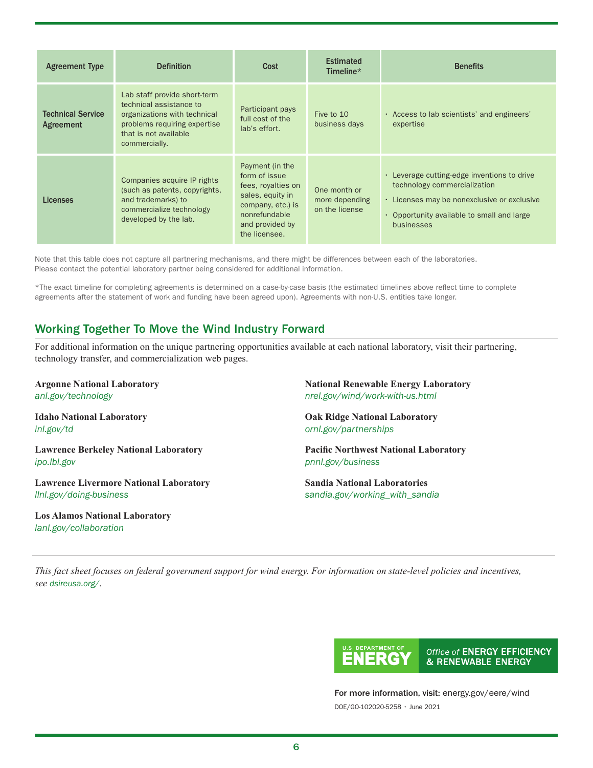| Agreement Type | Definition | Cost | Estimated Timeline* | Benefits |
|---|---|---|---|---|
| **Technical Service Agreement** | Lab staff provide short-term technical assistance to organizations with technical problems requiring expertise that is not available commercially. | Participant pays full cost of the lab's effort. | Five to 10 business days | • Access to lab scientists' and engineers' expertise |
| **Licenses** | Companies acquire IP rights (such as patents, copyrights, and trademarks) to commercialize technology developed by the lab. | Payment (in the form of issue fees, royalties on sales, equity in company, etc.) is nonrefundable and provided by the licensee. | One month or more depending on the license | • Leverage cutting-edge inventions to drive technology commercialization<br>• Licenses may be nonexclusive or exclusive<br>• Opportunity available to small and large businesses |

Note that this table does not capture all partnering mechanisms, and there might be differences between each of the laboratories. Please contact the potential laboratory partner being considered for additional information.

*The exact timeline for completing agreements is determined on a case-by-case basis (the estimated timelines above reflect time to complete agreements after the statement of work and funding have been agreed upon). Agreements with non-U.S. entities take longer.

## Working Together To Move the Wind Industry Forward

For additional information on the unique partnering opportunities available at each national laboratory, visit their partnering, technology transfer, and commercialization web pages.

**Argonne National Laboratory**
*anl.gov/technology*

**Idaho National Laboratory**
*inl.gov/td*

**Lawrence Berkeley National Laboratory**
*ipo.lbl.gov*

**Lawrence Livermore National Laboratory**
*llnl.gov/doing-business*

**Los Alamos National Laboratory**
*lanl.gov/collaboration*

**National Renewable Energy Laboratory**
*nrel.gov/wind/work-with-us.html*

**Oak Ridge National Laboratory**
*ornl.gov/partnerships*

**Pacific Northwest National Laboratory**
*pnnl.gov/business*

**Sandia National Laboratories**
*sandia.gov/working_with_sandia*

*This fact sheet focuses on federal government support for wind energy. For information on state-level policies and incentives, see dsireusa.org/.*

U.S. DEPARTMENT OF ENERGY | Office of ENERGY EFFICIENCY & RENEWABLE ENERGY

**For more information, visit:** energy.gov/eere/wind

DOE/GO-102020-5258 • June 2021